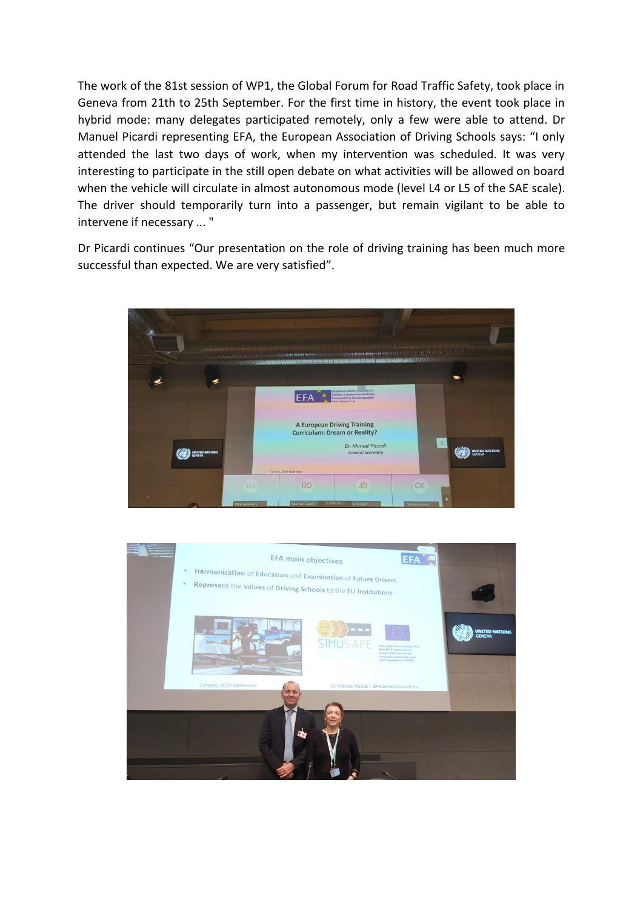The work of the 81st session of WP1, the Global Forum for Road Traffic Safety, took place in Geneva from 21th to 25th September. For the first time in history, the event took place in hybrid mode: many delegates participated remotely, only a few were able to attend. Dr Manuel Picardi representing EFA, the European Association of Driving Schools says: "I only attended the last two days of work, when my intervention was scheduled. It was very interesting to participate in the still open debate on what activities will be allowed on board when the vehicle will circulate in almost autonomous mode (level L4 or L5 of the SAE scale). The driver should temporarily turn into a passenger, but remain vigilant to be able to intervene if necessary ... "

Dr Picardi continues "Our presentation on the role of driving training has been much more successful than expected. We are very satisfied".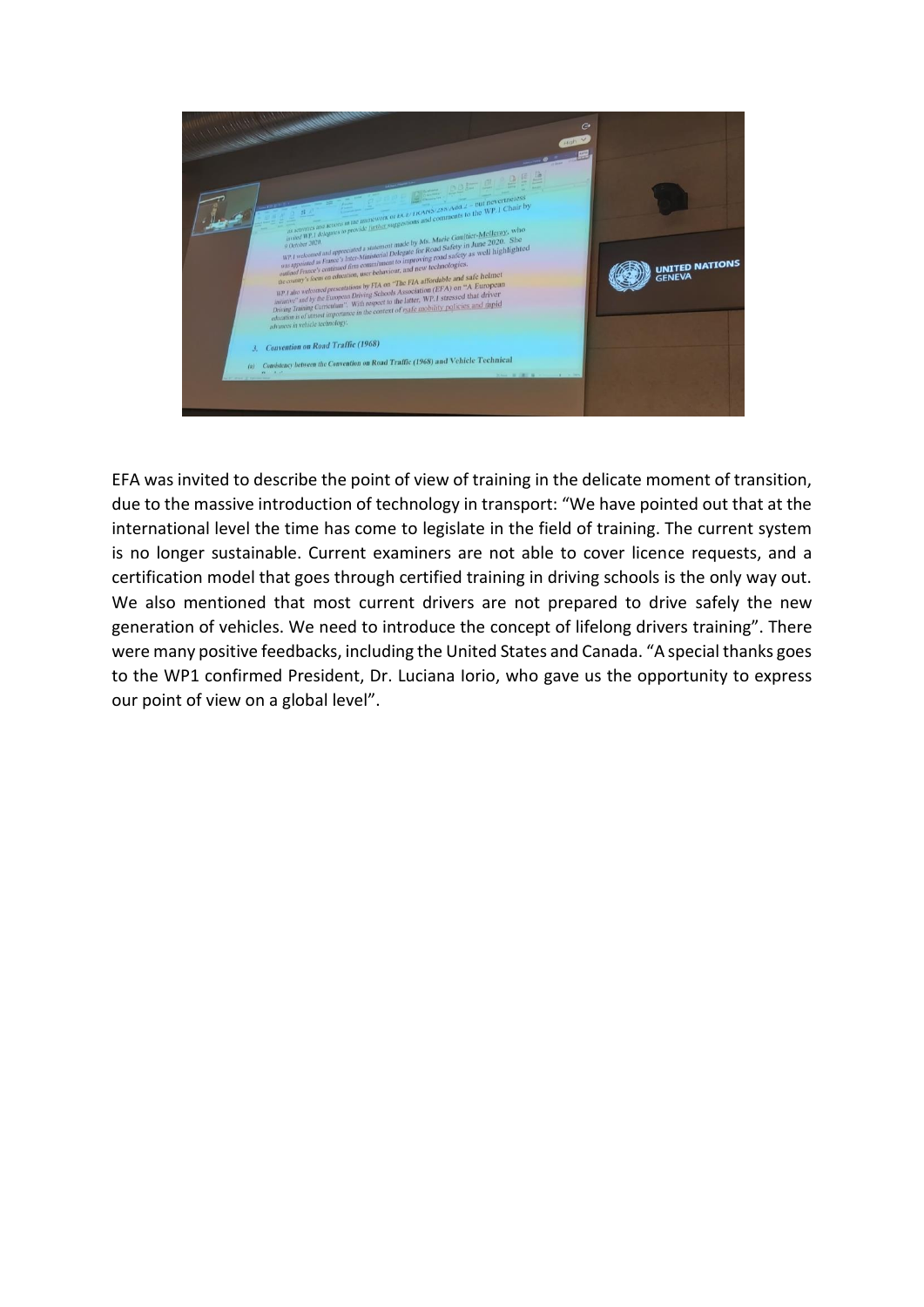EFA was invited to describe the point of view of training in the delicate moment of transition, due to the massive introduction of technology in transport: “We have pointed out that at the international level the time has come to legislate in the field of training. The current system is no longer sustainable. Current examiners are not able to cover licence requests, and a certification model that goes through certified training in driving schools is the only way out. We also mentioned that most current drivers are not prepared to drive safely the new generation of vehicles. We need to introduce the concept of lifelong drivers training”. There were many positive feedbacks, including the United States and Canada. “A special thanks goes to the WP1 confirmed President, Dr. Luciana Iorio, who gave us the opportunity to express our point of view on a global level”.